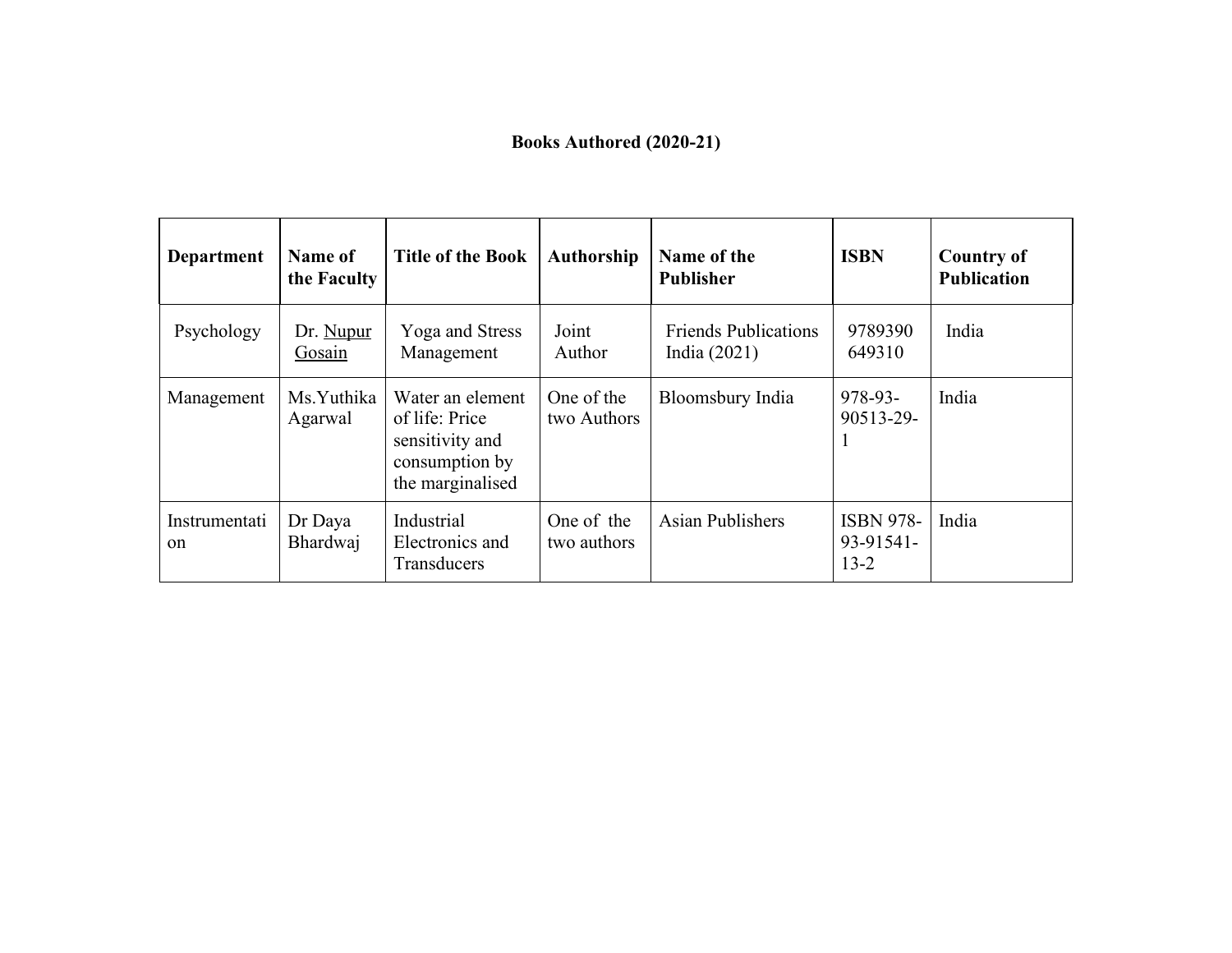# Books Authored (2020-21)

| Department | Name of the Faculty | Title of the Book | Authorship | Name of the Publisher | ISBN | Country of Publication |
|---|---|---|---|---|---|---|
| Psychology | Dr. Nupur Gosain | Yoga and Stress Management | Joint Author | Friends Publications India (2021) | 9789390649310 | India |
| Management | Ms.Yuthika Agarwal | Water an element of life: Price sensitivity and consumption by the marginalised | One of the two Authors | Bloomsbury India | 978-93-90513-29-1 | India |
| Instrumentation | Dr Daya Bhardwaj | Industrial Electronics and Transducers | One of the two authors | Asian Publishers | ISBN 978-93-91541-13-2 | India |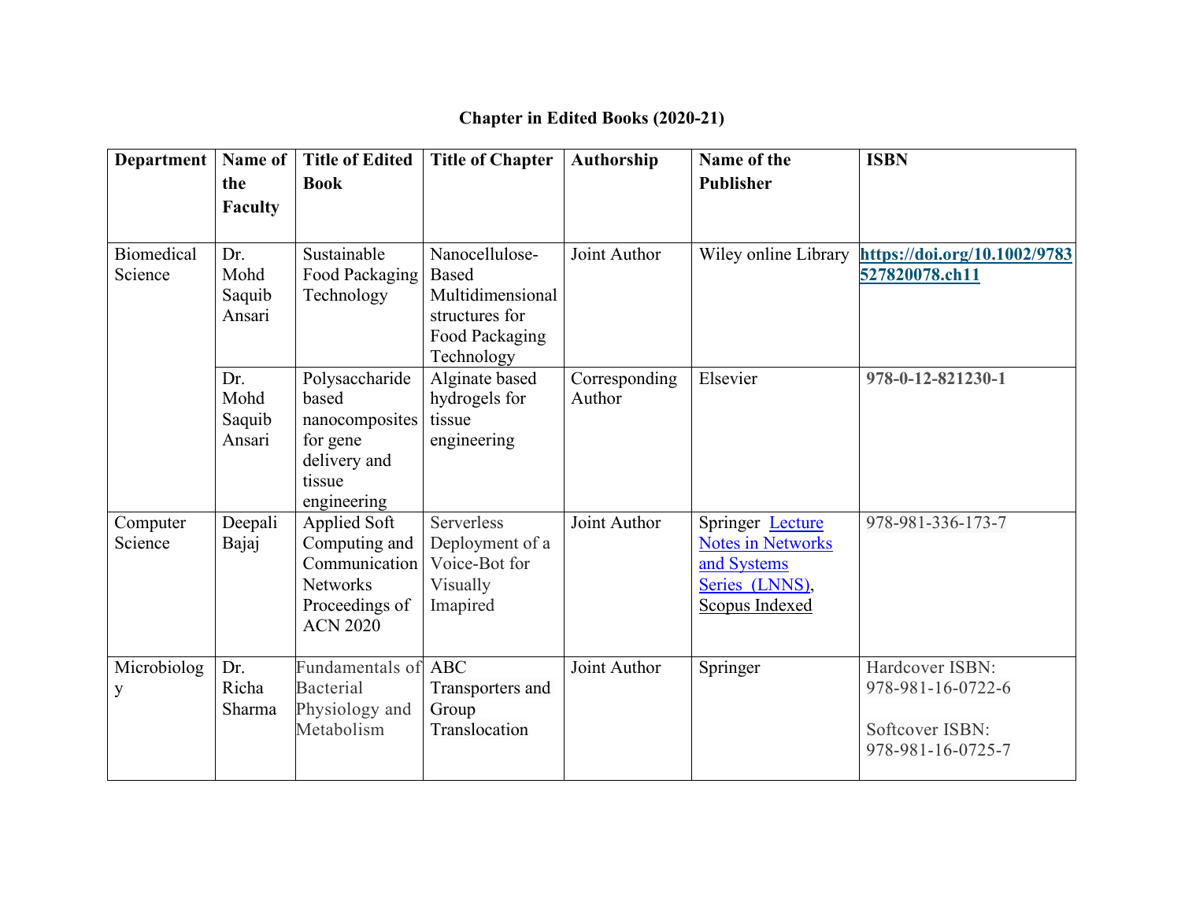## Chapter in Edited Books (2020-21)

| Department | Name of the Faculty | Title of Edited Book | Title of Chapter | Authorship | Name of the Publisher | ISBN |
|---|---|---|---|---|---|---|
| Biomedical Science | Dr. Mohd Saquib Ansari | Sustainable Food Packaging Technology | Nanocellulose-Based Multidimensional structures for Food Packaging Technology | Joint Author | Wiley online Library | **https://doi.org/10.1002/9783527820078.ch11** |
| | Dr. Mohd Saquib Ansari | Polysaccharide based nanocomposites for gene delivery and tissue engineering | Alginate based hydrogels for tissue engineering | Corresponding Author | Elsevier | **978-0-12-821230-1** |
| Computer Science | Deepali Bajaj | Applied Soft Computing and Communication Networks Proceedings of ACN 2020 | Serverless Deployment of a Voice-Bot for Visually Imapired | Joint Author | Springer Lecture Notes in Networks and Systems Series (LNNS), Scopus Indexed | 978-981-336-173-7 |
| Microbiology | Dr. Richa Sharma | Fundamentals of Bacterial Physiology and Metabolism | ABC Transporters and Group Translocation | Joint Author | Springer | Hardcover ISBN: 978-981-16-0722-6<br><br>Softcover ISBN: 978-981-16-0725-7 |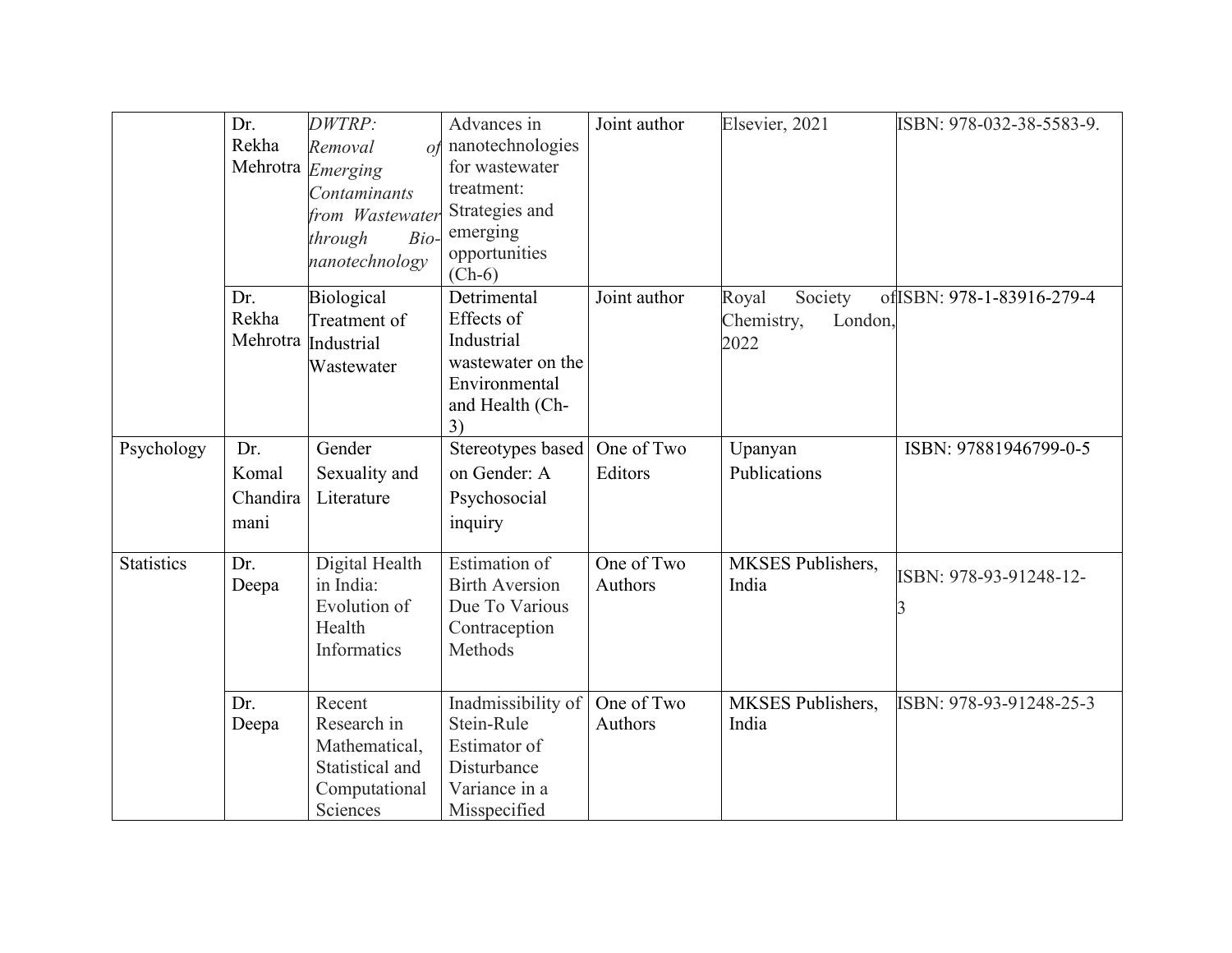| | | | | | | |
|---|---|---|---|---|---|---|
| | Dr. Rekha Mehrotra | *DWTRP: Removal of Emerging Contaminants from Wastewater through Bio-nanotechnology* | Advances in nanotechnologies for wastewater treatment: Strategies and emerging opportunities (Ch-6) | Joint author | Elsevier, 2021 | ISBN: 978-032-38-5583-9. |
| | Dr. Rekha Mehrotra | Biological Treatment of Industrial Wastewater | Detrimental Effects of Industrial wastewater on the Environmental and Health (Ch-3) | Joint author | Royal Society of Chemistry, London, 2022 | ISBN: 978-1-83916-279-4 |
| Psychology | Dr. Komal Chandiramani | Gender Sexuality and Literature | Stereotypes based on Gender: A Psychosocial inquiry | One of Two Editors | Upanyan Publications | ISBN: 97881946799-0-5 |
| Statistics | Dr. Deepa | Digital Health in India: Evolution of Health Informatics | Estimation of Birth Aversion Due To Various Contraception Methods | One of Two Authors | MKSES Publishers, India | ISBN: 978-93-91248-12-3 |
| | Dr. Deepa | Recent Research in Mathematical, Statistical and Computational Sciences | Inadmissibility of Stein-Rule Estimator of Disturbance Variance in a Misspecified | One of Two Authors | MKSES Publishers, India | ISBN: 978-93-91248-25-3 |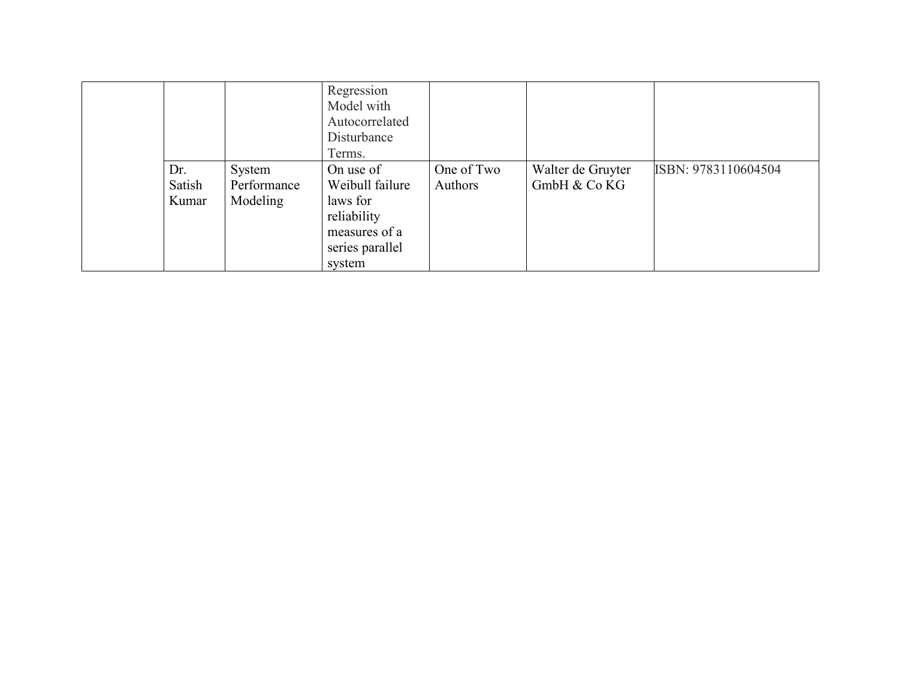| | | | | | | |
|---|---|---|---|---|---|---|
| | | | Regression Model with Autocorrelated Disturbance Terms. | | | |
| | Dr. Satish Kumar | System Performance Modeling | On use of Weibull failure laws for reliability measures of a series parallel system | One of Two Authors | Walter de Gruyter GmbH & Co KG | ISBN: 9783110604504 |